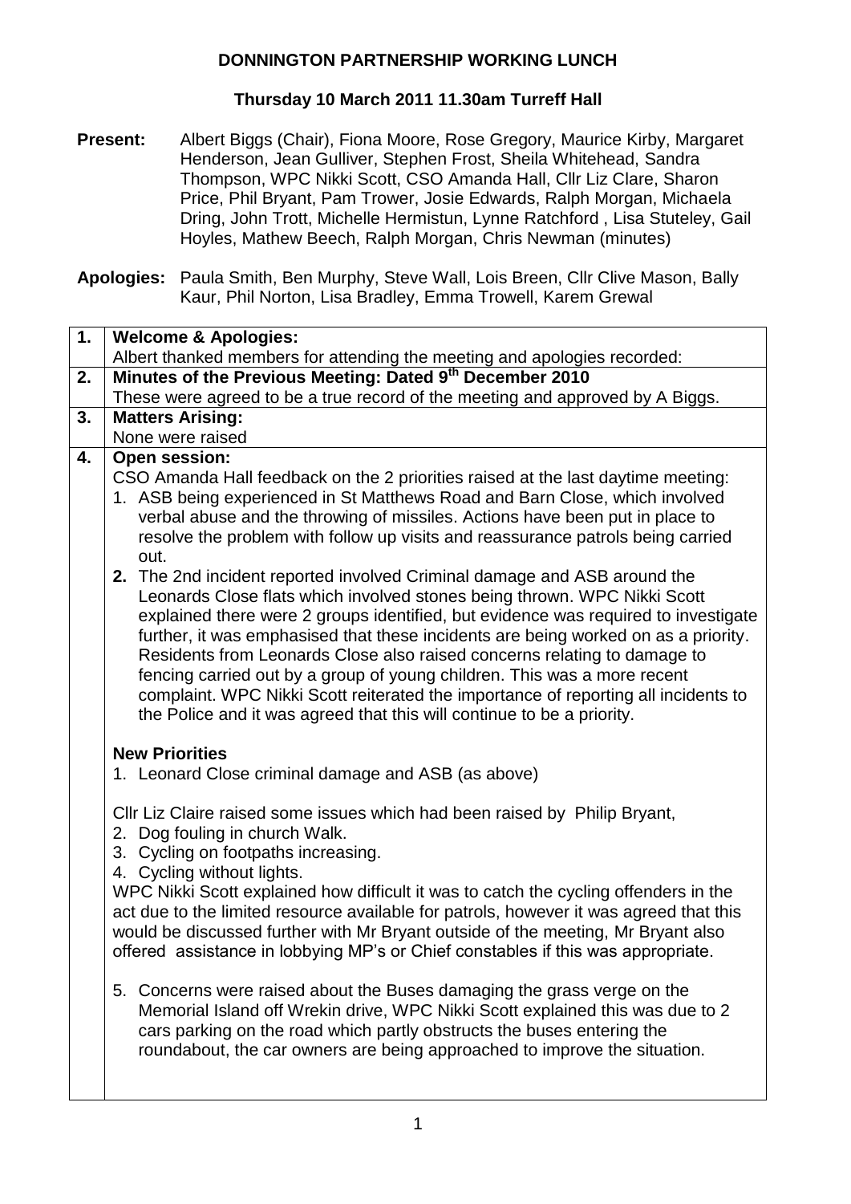**DONNINGTON PARTNERSHIP WORKING LUNCH**

**Thursday 10 March 2011 11.30am Turreff Hall**

**Present:** Albert Biggs (Chair), Fiona Moore, Rose Gregory, Maurice Kirby, Margaret Henderson, Jean Gulliver, Stephen Frost, Sheila Whitehead, Sandra Thompson, WPC Nikki Scott, CSO Amanda Hall, Cllr Liz Clare, Sharon Price, Phil Bryant, Pam Trower, Josie Edwards, Ralph Morgan, Michaela Dring, John Trott, Michelle Hermistun, Lynne Ratchford , Lisa Stuteley, Gail Hoyles, Mathew Beech, Ralph Morgan, Chris Newman (minutes)

**Apologies:** Paula Smith, Ben Murphy, Steve Wall, Lois Breen, Cllr Clive Mason, Bally Kaur, Phil Norton, Lisa Bradley, Emma Trowell, Karem Grewal

| | |
|---|---|
| **1.** | **Welcome & Apologies:**<br>Albert thanked members for attending the meeting and apologies recorded: |
| **2.** | **Minutes of the Previous Meeting: Dated 9th December 2010**<br>These were agreed to be a true record of the meeting and approved by A Biggs. |
| **3.** | **Matters Arising:**<br>None were raised |
| **4.** | **Open session:**<br>CSO Amanda Hall feedback on the 2 priorities raised at the last daytime meeting:<br>1. ASB being experienced in St Matthews Road and Barn Close, which involved verbal abuse and the throwing of missiles. Actions have been put in place to resolve the problem with follow up visits and reassurance patrols being carried out.<br>**2.** The 2nd incident reported involved Criminal damage and ASB around the Leonards Close flats which involved stones being thrown. WPC Nikki Scott explained there were 2 groups identified, but evidence was required to investigate further, it was emphasised that these incidents are being worked on as a priority. Residents from Leonards Close also raised concerns relating to damage to fencing carried out by a group of young children. This was a more recent complaint. WPC Nikki Scott reiterated the importance of reporting all incidents to the Police and it was agreed that this will continue to be a priority.<br><br>**New Priorities**<br>1. Leonard Close criminal damage and ASB (as above)<br><br>Cllr Liz Claire raised some issues which had been raised by Philip Bryant,<br>2. Dog fouling in church Walk.<br>3. Cycling on footpaths increasing.<br>4. Cycling without lights.<br>WPC Nikki Scott explained how difficult it was to catch the cycling offenders in the act due to the limited resource available for patrols, however it was agreed that this would be discussed further with Mr Bryant outside of the meeting, Mr Bryant also offered assistance in lobbying MP's or Chief constables if this was appropriate.<br><br>5. Concerns were raised about the Buses damaging the grass verge on the Memorial Island off Wrekin drive, WPC Nikki Scott explained this was due to 2 cars parking on the road which partly obstructs the buses entering the roundabout, the car owners are being approached to improve the situation. |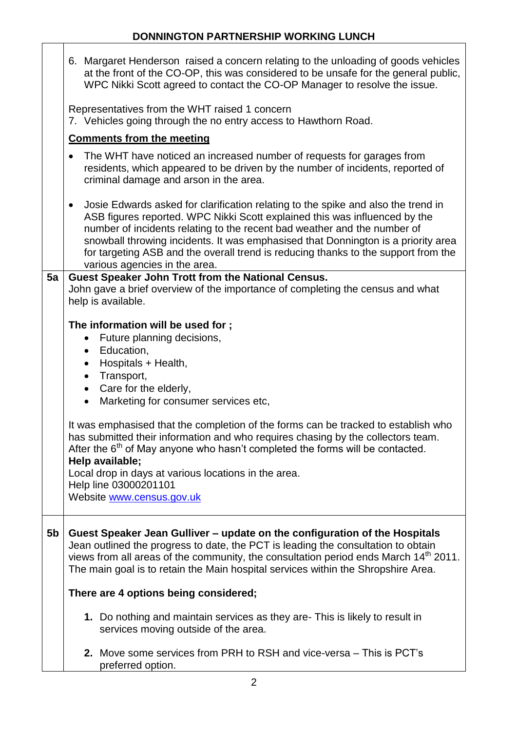6. Margaret Henderson raised a concern relating to the unloading of goods vehicles at the front of the CO-OP, this was considered to be unsafe for the general public, WPC Nikki Scott agreed to contact the CO-OP Manager to resolve the issue.

Representatives from the WHT raised 1 concern

7. Vehicles going through the no entry access to Hawthorn Road.

**Comments from the meeting**

- The WHT have noticed an increased number of requests for garages from residents, which appeared to be driven by the number of incidents, reported of criminal damage and arson in the area.
- Josie Edwards asked for clarification relating to the spike and also the trend in ASB figures reported. WPC Nikki Scott explained this was influenced by the number of incidents relating to the recent bad weather and the number of snowball throwing incidents. It was emphasised that Donnington is a priority area for targeting ASB and the overall trend is reducing thanks to the support from the various agencies in the area.

**5a Guest Speaker John Trott from the National Census.**

John gave a brief overview of the importance of completing the census and what help is available.

**The information will be used for ;**

- Future planning decisions,
- Education,
- Hospitals + Health,
- Transport,
- Care for the elderly,
- Marketing for consumer services etc,

It was emphasised that the completion of the forms can be tracked to establish who has submitted their information and who requires chasing by the collectors team. After the 6th of May anyone who hasn't completed the forms will be contacted.

**Help available;**

Local drop in days at various locations in the area.
Help line 03000201101
Website www.census.gov.uk

**5b Guest Speaker Jean Gulliver – update on the configuration of the Hospitals**

Jean outlined the progress to date, the PCT is leading the consultation to obtain views from all areas of the community, the consultation period ends March 14th 2011. The main goal is to retain the Main hospital services within the Shropshire Area.

**There are 4 options being considered;**

1. Do nothing and maintain services as they are- This is likely to result in services moving outside of the area.
2. Move some services from PRH to RSH and vice-versa – This is PCT's preferred option.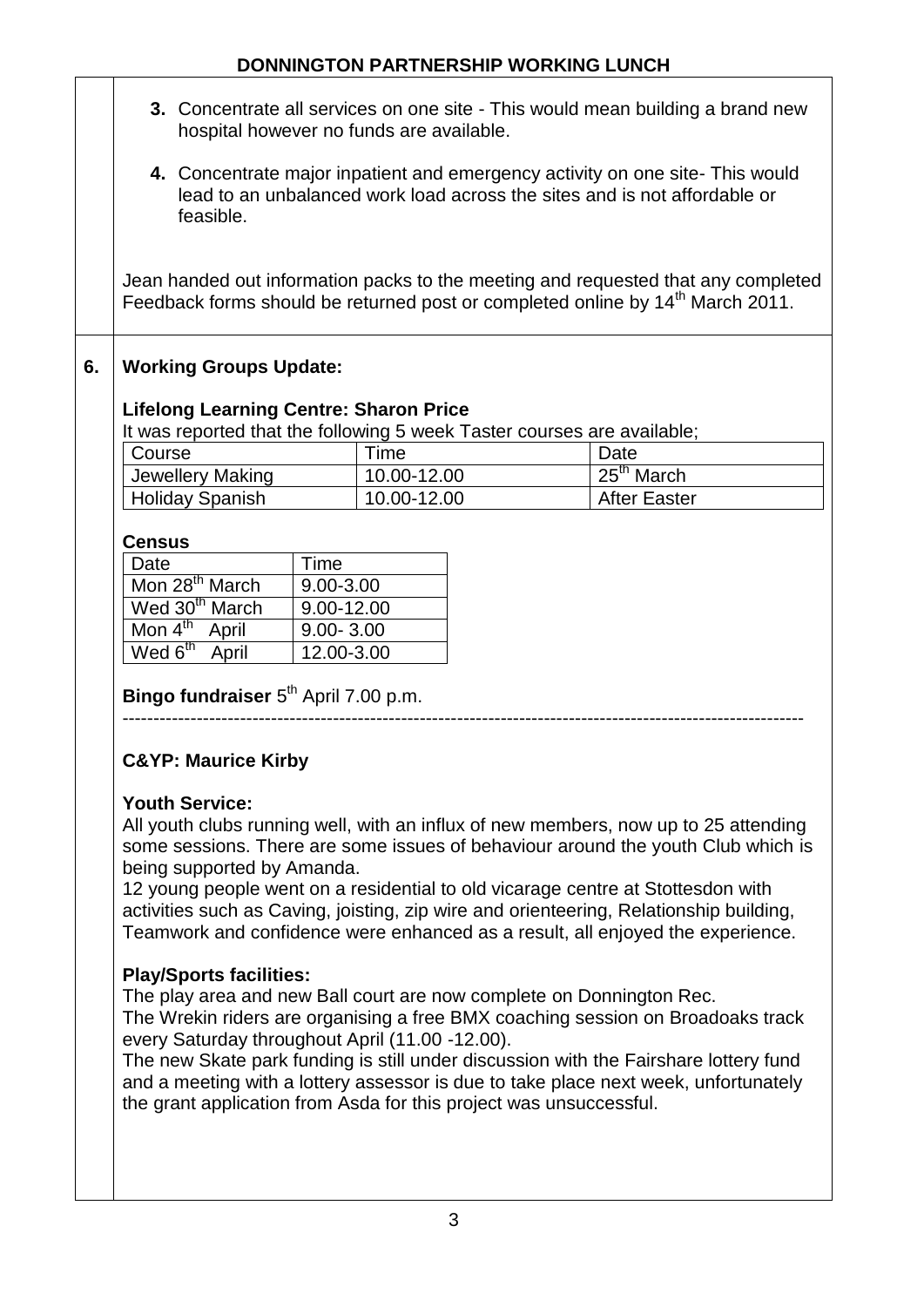3. Concentrate all services on one site - This would mean building a brand new hospital however no funds are available.

4. Concentrate major inpatient and emergency activity on one site- This would lead to an unbalanced work load across the sites and is not affordable or feasible.

Jean handed out information packs to the meeting and requested that any completed Feedback forms should be returned post or completed online by 14th March 2011.

**6. Working Groups Update:**

**Lifelong Learning Centre: Sharon Price**

It was reported that the following 5 week Taster courses are available;

| Course | Time | Date |
|---|---|---|
| Jewellery Making | 10.00-12.00 | 25th March |
| Holiday Spanish | 10.00-12.00 | After Easter |

**Census**

| Date | Time |
|---|---|
| Mon 28th March | 9.00-3.00 |
| Wed 30th March | 9.00-12.00 |
| Mon 4th April | 9.00- 3.00 |
| Wed 6th April | 12.00-3.00 |

**Bingo fundraiser** 5th April 7.00 p.m.

---

**C&YP: Maurice Kirby**

**Youth Service:**

All youth clubs running well, with an influx of new members, now up to 25 attending some sessions. There are some issues of behaviour around the youth Club which is being supported by Amanda.

12 young people went on a residential to old vicarage centre at Stottesdon with activities such as Caving, joisting, zip wire and orienteering, Relationship building, Teamwork and confidence were enhanced as a result, all enjoyed the experience.

**Play/Sports facilities:**

The play area and new Ball court are now complete on Donnington Rec.

The Wrekin riders are organising a free BMX coaching session on Broadoaks track every Saturday throughout April (11.00 -12.00).

The new Skate park funding is still under discussion with the Fairshare lottery fund and a meeting with a lottery assessor is due to take place next week, unfortunately the grant application from Asda for this project was unsuccessful.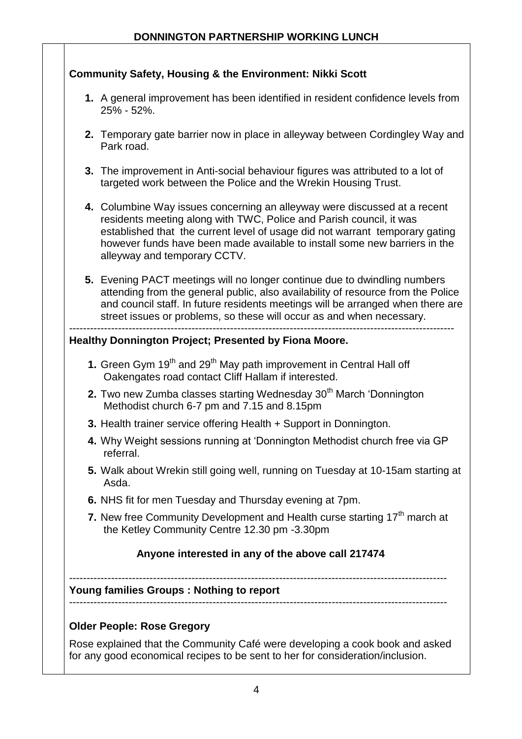**DONNINGTON PARTNERSHIP WORKING LUNCH**

**Community Safety, Housing & the Environment: Nikki Scott**

1. A general improvement has been identified in resident confidence levels from 25% - 52%.
2. Temporary gate barrier now in place in alleyway between Cordingley Way and Park road.
3. The improvement in Anti-social behaviour figures was attributed to a lot of targeted work between the Police and the Wrekin Housing Trust.
4. Columbine Way issues concerning an alleyway were discussed at a recent residents meeting along with TWC, Police and Parish council, it was established that the current level of usage did not warrant temporary gating however funds have been made available to install some new barriers in the alleyway and temporary CCTV.
5. Evening PACT meetings will no longer continue due to dwindling numbers attending from the general public, also availability of resource from the Police and council staff. In future residents meetings will be arranged when there are street issues or problems, so these will occur as and when necessary.

---

**Healthy Donnington Project; Presented by Fiona Moore.**

1. Green Gym 19th and 29th May path improvement in Central Hall off Oakengates road contact Cliff Hallam if interested.
2. Two new Zumba classes starting Wednesday 30th March 'Donnington Methodist church 6-7 pm and 7.15 and 8.15pm
3. Health trainer service offering Health + Support in Donnington.
4. Why Weight sessions running at 'Donnington Methodist church free via GP referral.
5. Walk about Wrekin still going well, running on Tuesday at 10-15am starting at Asda.
6. NHS fit for men Tuesday and Thursday evening at 7pm.
7. New free Community Development and Health curse starting 17th march at the Ketley Community Centre 12.30 pm -3.30pm

**Anyone interested in any of the above call 217474**

---

**Young families Groups : Nothing to report**

---

**Older People: Rose Gregory**

Rose explained that the Community Café were developing a cook book and asked for any good economical recipes to be sent to her for consideration/inclusion.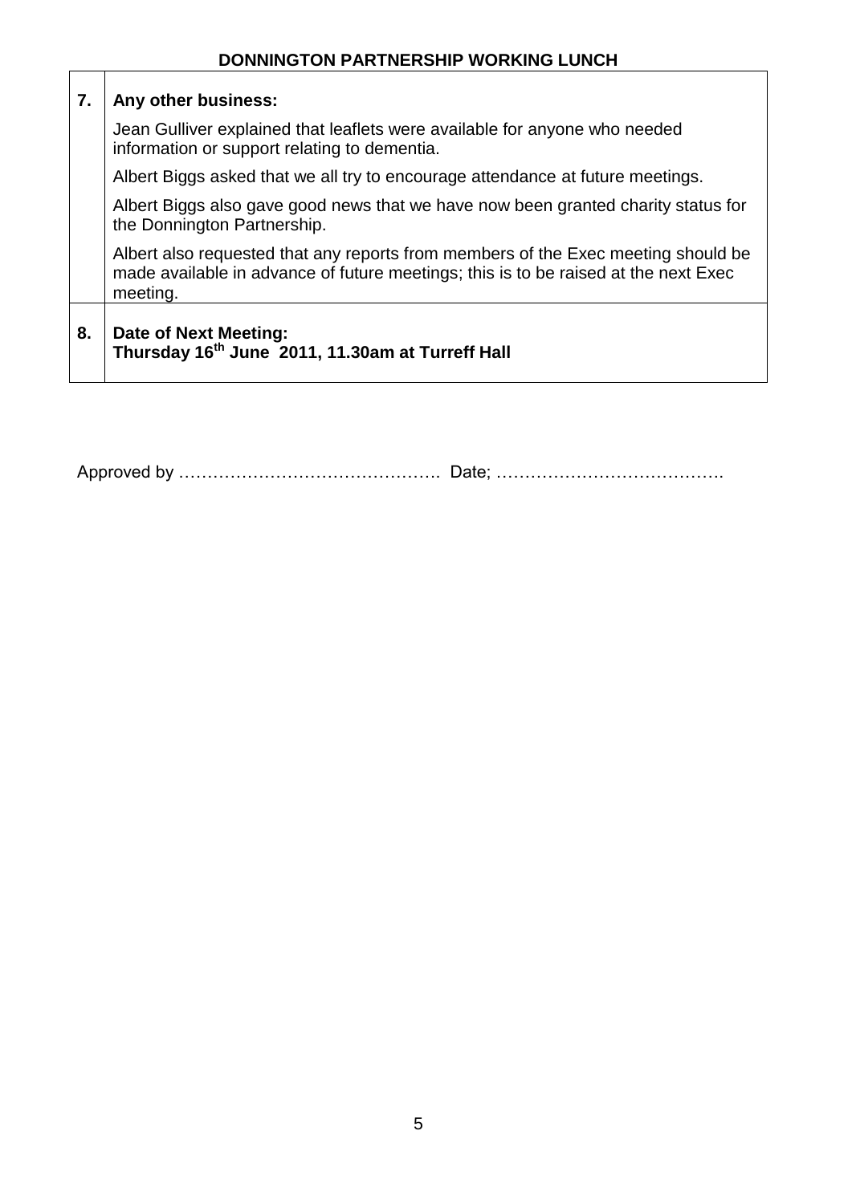| | |
|---|---|
| **7.** | **Any other business:**<br>Jean Gulliver explained that leaflets were available for anyone who needed information or support relating to dementia.<br>Albert Biggs asked that we all try to encourage attendance at future meetings.<br>Albert Biggs also gave good news that we have now been granted charity status for the Donnington Partnership.<br>Albert also requested that any reports from members of the Exec meeting should be made available in advance of future meetings; this is to be raised at the next Exec meeting. |
| **8.** | **Date of Next Meeting:**<br>**Thursday 16th June 2011, 11.30am at Turreff Hall** |

Approved by ………………………………………. Date; ………………………………….